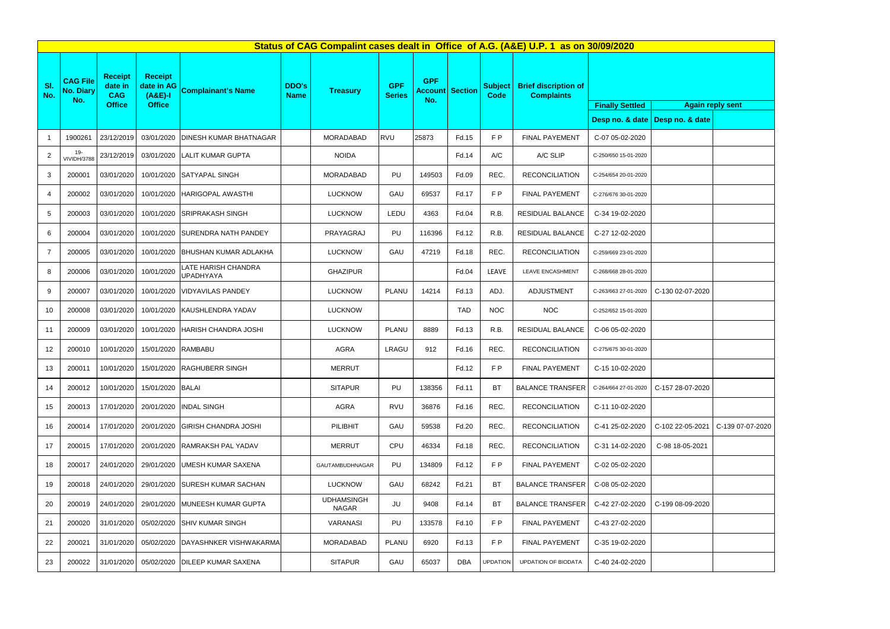## Status of CAG Compalint cases dealt in Office of A.G. (A&E) U.P. 1 as on 30/09/2020

| Sl. No. | CAG File No. Diary No. | Receipt date in CAG Office | Receipt date in AG (A&E)-I Office | Complainant's Name | DDO's Name | Treasury | GPF Series | GPF Account No. | Section | Subject Code | Brief discription of Complaints | Finally Settled | Again reply sent | |
|---|---|---|---|---|---|---|---|---|---|---|---|---|---|---|
| | | | | | | | | | | | | Desp no. & date | Desp no. & date | |
| 1 | 1900261 | 23/12/2019 | 03/01/2020 | DINESH KUMAR BHATNAGAR | | MORADABAD | RVU | 25873 | Fd.15 | F P | FINAL PAYEMENT | C-07 05-02-2020 | | |
| 2 | 19-VIVIDH/3788 | 23/12/2019 | 03/01/2020 | LALIT KUMAR GUPTA | | NOIDA | | | Fd.14 | A/C | A/C SLIP | C-250/650 15-01-2020 | | |
| 3 | 200001 | 03/01/2020 | 10/01/2020 | SATYAPAL SINGH | | MORADABAD | PU | 149503 | Fd.09 | REC. | RECONCILIATION | C-254/654 20-01-2020 | | |
| 4 | 200002 | 03/01/2020 | 10/01/2020 | HARIGOPAL AWASTHI | | LUCKNOW | GAU | 69537 | Fd.17 | F P | FINAL PAYEMENT | C-276/676 30-01-2020 | | |
| 5 | 200003 | 03/01/2020 | 10/01/2020 | SRIPRAKASH SINGH | | LUCKNOW | LEDU | 4363 | Fd.04 | R.B. | RESIDUAL BALANCE | C-34 19-02-2020 | | |
| 6 | 200004 | 03/01/2020 | 10/01/2020 | SURENDRA NATH PANDEY | | PRAYAGRAJ | PU | 116396 | Fd.12 | R.B. | RESIDUAL BALANCE | C-27 12-02-2020 | | |
| 7 | 200005 | 03/01/2020 | 10/01/2020 | BHUSHAN KUMAR ADLAKHA | | LUCKNOW | GAU | 47219 | Fd.18 | REC. | RECONCILIATION | C-259/669 23-01-2020 | | |
| 8 | 200006 | 03/01/2020 | 10/01/2020 | LATE HARISH CHANDRA UPADHYAYA | | GHAZIPUR | | | Fd.04 | LEAVE | LEAVE ENCASHMENT | C-268/668 28-01-2020 | | |
| 9 | 200007 | 03/01/2020 | 10/01/2020 | VIDYAVILAS PANDEY | | LUCKNOW | PLANU | 14214 | Fd.13 | ADJ. | ADJUSTMENT | C-263/663 27-01-2020 | C-130 02-07-2020 | |
| 10 | 200008 | 03/01/2020 | 10/01/2020 | KAUSHLENDRA YADAV | | LUCKNOW | | | TAD | NOC | NOC | C-252/652 15-01-2020 | | |
| 11 | 200009 | 03/01/2020 | 10/01/2020 | HARISH CHANDRA JOSHI | | LUCKNOW | PLANU | 8889 | Fd.13 | R.B. | RESIDUAL BALANCE | C-06 05-02-2020 | | |
| 12 | 200010 | 10/01/2020 | 15/01/2020 | RAMBABU | | AGRA | LRAGU | 912 | Fd.16 | REC. | RECONCILIATION | C-275/675 30-01-2020 | | |
| 13 | 200011 | 10/01/2020 | 15/01/2020 | RAGHUBERR SINGH | | MERRUT | | | Fd.12 | F P | FINAL PAYEMENT | C-15 10-02-2020 | | |
| 14 | 200012 | 10/01/2020 | 15/01/2020 | BALAI | | SITAPUR | PU | 138356 | Fd.11 | BT | BALANCE TRANSFER | C-264/664 27-01-2020 | C-157 28-07-2020 | |
| 15 | 200013 | 17/01/2020 | 20/01/2020 | INDAL SINGH | | AGRA | RVU | 36876 | Fd.16 | REC. | RECONCILIATION | C-11 10-02-2020 | | |
| 16 | 200014 | 17/01/2020 | 20/01/2020 | GIRISH CHANDRA JOSHI | | PILIBHIT | GAU | 59538 | Fd.20 | REC. | RECONCILIATION | C-41 25-02-2020 | C-102 22-05-2021 | C-139 07-07-2020 |
| 17 | 200015 | 17/01/2020 | 20/01/2020 | RAMRAKSH PAL YADAV | | MERRUT | CPU | 46334 | Fd.18 | REC. | RECONCILIATION | C-31 14-02-2020 | C-98 18-05-2021 | |
| 18 | 200017 | 24/01/2020 | 29/01/2020 | UMESH KUMAR SAXENA | | GAUTAMBUDHNAGAR | PU | 134809 | Fd.12 | F P | FINAL PAYEMENT | C-02 05-02-2020 | | |
| 19 | 200018 | 24/01/2020 | 29/01/2020 | SURESH KUMAR SACHAN | | LUCKNOW | GAU | 68242 | Fd.21 | BT | BALANCE TRANSFER | C-08 05-02-2020 | | |
| 20 | 200019 | 24/01/2020 | 29/01/2020 | MUNEESH KUMAR GUPTA | | UDHAMSINGH NAGAR | JU | 9408 | Fd.14 | BT | BALANCE TRANSFER | C-42 27-02-2020 | C-199 08-09-2020 | |
| 21 | 200020 | 31/01/2020 | 05/02/2020 | SHIV KUMAR SINGH | | VARANASI | PU | 133578 | Fd.10 | F P | FINAL PAYEMENT | C-43 27-02-2020 | | |
| 22 | 200021 | 31/01/2020 | 05/02/2020 | DAYASHNKER VISHWAKARMA | | MORADABAD | PLANU | 6920 | Fd.13 | F P | FINAL PAYEMENT | C-35 19-02-2020 | | |
| 23 | 200022 | 31/01/2020 | 05/02/2020 | DILEEP KUMAR SAXENA | | SITAPUR | GAU | 65037 | DBA | UPDATION | UPDATION OF BIODATA | C-40 24-02-2020 | | |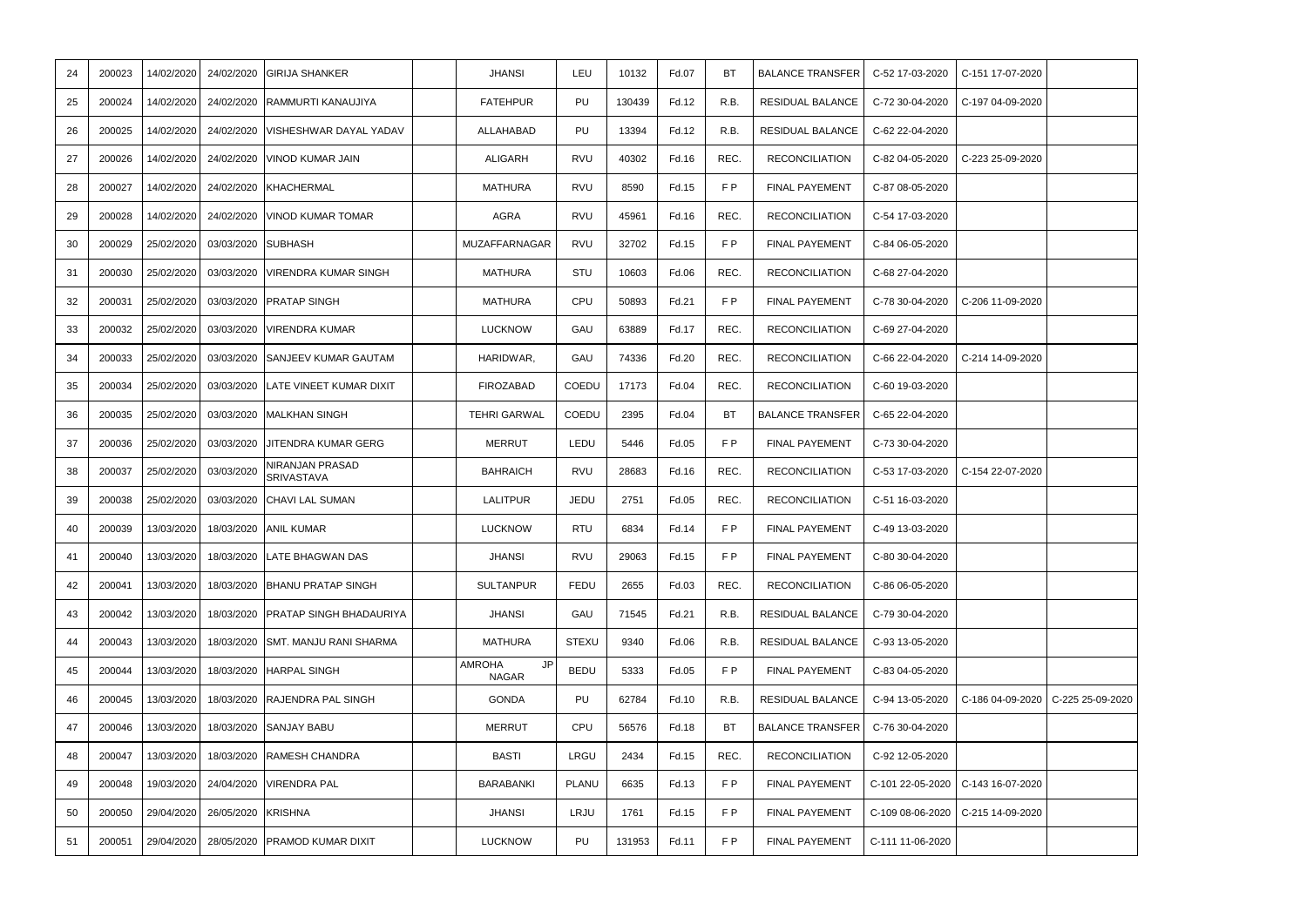| 24 | 200023 | 14/02/2020 | 24/02/2020 | GIRIJA SHANKER | | JHANSI | LEU | 10132 | Fd.07 | BT | BALANCE TRANSFER | C-52 17-03-2020 | C-151 17-07-2020 | |
|---|---|---|---|---|---|---|---|---|---|---|---|---|---|---|
| 25 | 200024 | 14/02/2020 | 24/02/2020 | RAMMURTI KANAUJIYA | | FATEHPUR | PU | 130439 | Fd.12 | R.B. | RESIDUAL BALANCE | C-72 30-04-2020 | C-197 04-09-2020 | |
| 26 | 200025 | 14/02/2020 | 24/02/2020 | VISHESHWAR DAYAL YADAV | | ALLAHABAD | PU | 13394 | Fd.12 | R.B. | RESIDUAL BALANCE | C-62 22-04-2020 | | |
| 27 | 200026 | 14/02/2020 | 24/02/2020 | VINOD KUMAR JAIN | | ALIGARH | RVU | 40302 | Fd.16 | REC. | RECONCILIATION | C-82 04-05-2020 | C-223 25-09-2020 | |
| 28 | 200027 | 14/02/2020 | 24/02/2020 | KHACHERMAL | | MATHURA | RVU | 8590 | Fd.15 | F P | FINAL PAYEMENT | C-87 08-05-2020 | | |
| 29 | 200028 | 14/02/2020 | 24/02/2020 | VINOD KUMAR TOMAR | | AGRA | RVU | 45961 | Fd.16 | REC. | RECONCILIATION | C-54 17-03-2020 | | |
| 30 | 200029 | 25/02/2020 | 03/03/2020 | SUBHASH | | MUZAFFARNAGAR | RVU | 32702 | Fd.15 | F P | FINAL PAYEMENT | C-84 06-05-2020 | | |
| 31 | 200030 | 25/02/2020 | 03/03/2020 | VIRENDRA KUMAR SINGH | | MATHURA | STU | 10603 | Fd.06 | REC. | RECONCILIATION | C-68 27-04-2020 | | |
| 32 | 200031 | 25/02/2020 | 03/03/2020 | PRATAP SINGH | | MATHURA | CPU | 50893 | Fd.21 | F P | FINAL PAYEMENT | C-78 30-04-2020 | C-206 11-09-2020 | |
| 33 | 200032 | 25/02/2020 | 03/03/2020 | VIRENDRA KUMAR | | LUCKNOW | GAU | 63889 | Fd.17 | REC. | RECONCILIATION | C-69 27-04-2020 | | |
| 34 | 200033 | 25/02/2020 | 03/03/2020 | SANJEEV KUMAR GAUTAM | | HARIDWAR, | GAU | 74336 | Fd.20 | REC. | RECONCILIATION | C-66 22-04-2020 | C-214 14-09-2020 | |
| 35 | 200034 | 25/02/2020 | 03/03/2020 | LATE VINEET KUMAR DIXIT | | FIROZABAD | COEDU | 17173 | Fd.04 | REC. | RECONCILIATION | C-60 19-03-2020 | | |
| 36 | 200035 | 25/02/2020 | 03/03/2020 | MALKHAN SINGH | | TEHRI GARWAL | COEDU | 2395 | Fd.04 | BT | BALANCE TRANSFER | C-65 22-04-2020 | | |
| 37 | 200036 | 25/02/2020 | 03/03/2020 | JITENDRA KUMAR GERG | | MERRUT | LEDU | 5446 | Fd.05 | F P | FINAL PAYEMENT | C-73 30-04-2020 | | |
| 38 | 200037 | 25/02/2020 | 03/03/2020 | NIRANJAN PRASAD SRIVASTAVA | | BAHRAICH | RVU | 28683 | Fd.16 | REC. | RECONCILIATION | C-53 17-03-2020 | C-154 22-07-2020 | |
| 39 | 200038 | 25/02/2020 | 03/03/2020 | CHAVI LAL SUMAN | | LALITPUR | JEDU | 2751 | Fd.05 | REC. | RECONCILIATION | C-51 16-03-2020 | | |
| 40 | 200039 | 13/03/2020 | 18/03/2020 | ANIL KUMAR | | LUCKNOW | RTU | 6834 | Fd.14 | F P | FINAL PAYEMENT | C-49 13-03-2020 | | |
| 41 | 200040 | 13/03/2020 | 18/03/2020 | LATE BHAGWAN DAS | | JHANSI | RVU | 29063 | Fd.15 | F P | FINAL PAYEMENT | C-80 30-04-2020 | | |
| 42 | 200041 | 13/03/2020 | 18/03/2020 | BHANU PRATAP SINGH | | SULTANPUR | FEDU | 2655 | Fd.03 | REC. | RECONCILIATION | C-86 06-05-2020 | | |
| 43 | 200042 | 13/03/2020 | 18/03/2020 | PRATAP SINGH BHADAURIYA | | JHANSI | GAU | 71545 | Fd.21 | R.B. | RESIDUAL BALANCE | C-79 30-04-2020 | | |
| 44 | 200043 | 13/03/2020 | 18/03/2020 | SMT. MANJU RANI SHARMA | | MATHURA | STEXU | 9340 | Fd.06 | R.B. | RESIDUAL BALANCE | C-93 13-05-2020 | | |
| 45 | 200044 | 13/03/2020 | 18/03/2020 | HARPAL SINGH | | AMROHA JP NAGAR | BEDU | 5333 | Fd.05 | F P | FINAL PAYEMENT | C-83 04-05-2020 | | |
| 46 | 200045 | 13/03/2020 | 18/03/2020 | RAJENDRA PAL SINGH | | GONDA | PU | 62784 | Fd.10 | R.B. | RESIDUAL BALANCE | C-94 13-05-2020 | C-186 04-09-2020 | C-225 25-09-2020 |
| 47 | 200046 | 13/03/2020 | 18/03/2020 | SANJAY BABU | | MERRUT | CPU | 56576 | Fd.18 | BT | BALANCE TRANSFER | C-76 30-04-2020 | | |
| 48 | 200047 | 13/03/2020 | 18/03/2020 | RAMESH CHANDRA | | BASTI | LRGU | 2434 | Fd.15 | REC. | RECONCILIATION | C-92 12-05-2020 | | |
| 49 | 200048 | 19/03/2020 | 24/04/2020 | VIRENDRA PAL | | BARABANKI | PLANU | 6635 | Fd.13 | F P | FINAL PAYEMENT | C-101 22-05-2020 | C-143 16-07-2020 | |
| 50 | 200050 | 29/04/2020 | 26/05/2020 | KRISHNA | | JHANSI | LRJU | 1761 | Fd.15 | F P | FINAL PAYEMENT | C-109 08-06-2020 | C-215 14-09-2020 | |
| 51 | 200051 | 29/04/2020 | 28/05/2020 | PRAMOD KUMAR DIXIT | | LUCKNOW | PU | 131953 | Fd.11 | F P | FINAL PAYEMENT | C-111 11-06-2020 | | |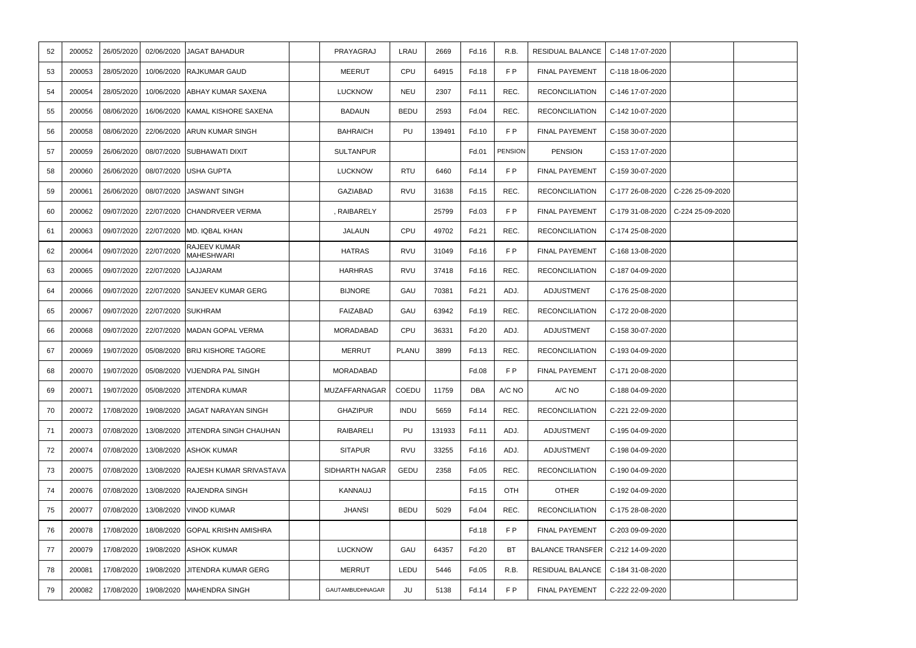| 52 | 200052 | 26/05/2020 | 02/06/2020 | JAGAT BAHADUR | | PRAYAGRAJ | LRAU | 2669 | Fd.16 | R.B. | RESIDUAL BALANCE | C-148 17-07-2020 | | |
|---|---|---|---|---|---|---|---|---|---|---|---|---|---|---|
| 53 | 200053 | 28/05/2020 | 10/06/2020 | RAJKUMAR GAUD | | MEERUT | CPU | 64915 | Fd.18 | F P | FINAL PAYEMENT | C-118 18-06-2020 | | |
| 54 | 200054 | 28/05/2020 | 10/06/2020 | ABHAY KUMAR SAXENA | | LUCKNOW | NEU | 2307 | Fd.11 | REC. | RECONCILIATION | C-146 17-07-2020 | | |
| 55 | 200056 | 08/06/2020 | 16/06/2020 | KAMAL KISHORE SAXENA | | BADAUN | BEDU | 2593 | Fd.04 | REC. | RECONCILIATION | C-142 10-07-2020 | | |
| 56 | 200058 | 08/06/2020 | 22/06/2020 | ARUN KUMAR SINGH | | BAHRAICH | PU | 139491 | Fd.10 | F P | FINAL PAYEMENT | C-158 30-07-2020 | | |
| 57 | 200059 | 26/06/2020 | 08/07/2020 | SUBHAWATI DIXIT | | SULTANPUR | | | Fd.01 | PENSION | PENSION | C-153 17-07-2020 | | |
| 58 | 200060 | 26/06/2020 | 08/07/2020 | USHA GUPTA | | LUCKNOW | RTU | 6460 | Fd.14 | F P | FINAL PAYEMENT | C-159 30-07-2020 | | |
| 59 | 200061 | 26/06/2020 | 08/07/2020 | JASWANT SINGH | | GAZIABAD | RVU | 31638 | Fd.15 | REC. | RECONCILIATION | C-177 26-08-2020 | C-226 25-09-2020 | |
| 60 | 200062 | 09/07/2020 | 22/07/2020 | CHANDRVEER VERMA | | , RAIBARELY | | 25799 | Fd.03 | F P | FINAL PAYEMENT | C-179 31-08-2020 | C-224 25-09-2020 | |
| 61 | 200063 | 09/07/2020 | 22/07/2020 | MD. IQBAL KHAN | | JALAUN | CPU | 49702 | Fd.21 | REC. | RECONCILIATION | C-174 25-08-2020 | | |
| 62 | 200064 | 09/07/2020 | 22/07/2020 | RAJEEV KUMAR MAHESHWARI | | HATRAS | RVU | 31049 | Fd.16 | F P | FINAL PAYEMENT | C-168 13-08-2020 | | |
| 63 | 200065 | 09/07/2020 | 22/07/2020 | LAJJARAM | | HARHRAS | RVU | 37418 | Fd.16 | REC. | RECONCILIATION | C-187 04-09-2020 | | |
| 64 | 200066 | 09/07/2020 | 22/07/2020 | SANJEEV KUMAR GERG | | BIJNORE | GAU | 70381 | Fd.21 | ADJ. | ADJUSTMENT | C-176 25-08-2020 | | |
| 65 | 200067 | 09/07/2020 | 22/07/2020 | SUKHRAM | | FAIZABAD | GAU | 63942 | Fd.19 | REC. | RECONCILIATION | C-172 20-08-2020 | | |
| 66 | 200068 | 09/07/2020 | 22/07/2020 | MADAN GOPAL VERMA | | MORADABAD | CPU | 36331 | Fd.20 | ADJ. | ADJUSTMENT | C-158 30-07-2020 | | |
| 67 | 200069 | 19/07/2020 | 05/08/2020 | BRIJ KISHORE TAGORE | | MERRUT | PLANU | 3899 | Fd.13 | REC. | RECONCILIATION | C-193 04-09-2020 | | |
| 68 | 200070 | 19/07/2020 | 05/08/2020 | VIJENDRA PAL SINGH | | MORADABAD | | | Fd.08 | F P | FINAL PAYEMENT | C-171 20-08-2020 | | |
| 69 | 200071 | 19/07/2020 | 05/08/2020 | JITENDRA KUMAR | | MUZAFFARNAGAR | COEDU | 11759 | DBA | A/C NO | A/C NO | C-188 04-09-2020 | | |
| 70 | 200072 | 17/08/2020 | 19/08/2020 | JAGAT NARAYAN SINGH | | GHAZIPUR | INDU | 5659 | Fd.14 | REC. | RECONCILIATION | C-221 22-09-2020 | | |
| 71 | 200073 | 07/08/2020 | 13/08/2020 | JITENDRA SINGH CHAUHAN | | RAIBARELI | PU | 131933 | Fd.11 | ADJ. | ADJUSTMENT | C-195 04-09-2020 | | |
| 72 | 200074 | 07/08/2020 | 13/08/2020 | ASHOK KUMAR | | SITAPUR | RVU | 33255 | Fd.16 | ADJ. | ADJUSTMENT | C-198 04-09-2020 | | |
| 73 | 200075 | 07/08/2020 | 13/08/2020 | RAJESH KUMAR SRIVASTAVA | | SIDHARTH NAGAR | GEDU | 2358 | Fd.05 | REC. | RECONCILIATION | C-190 04-09-2020 | | |
| 74 | 200076 | 07/08/2020 | 13/08/2020 | RAJENDRA SINGH | | KANNAUJ | | | Fd.15 | OTH | OTHER | C-192 04-09-2020 | | |
| 75 | 200077 | 07/08/2020 | 13/08/2020 | VINOD KUMAR | | JHANSI | BEDU | 5029 | Fd.04 | REC. | RECONCILIATION | C-175 28-08-2020 | | |
| 76 | 200078 | 17/08/2020 | 18/08/2020 | GOPAL KRISHN AMISHRA | | | | | Fd.18 | F P | FINAL PAYEMENT | C-203 09-09-2020 | | |
| 77 | 200079 | 17/08/2020 | 19/08/2020 | ASHOK KUMAR | | LUCKNOW | GAU | 64357 | Fd.20 | BT | BALANCE TRANSFER | C-212 14-09-2020 | | |
| 78 | 200081 | 17/08/2020 | 19/08/2020 | JITENDRA KUMAR GERG | | MERRUT | LEDU | 5446 | Fd.05 | R.B. | RESIDUAL BALANCE | C-184 31-08-2020 | | |
| 79 | 200082 | 17/08/2020 | 19/08/2020 | MAHENDRA SINGH | | GAUTAMBUDHNAGAR | JU | 5138 | Fd.14 | F P | FINAL PAYEMENT | C-222 22-09-2020 | | |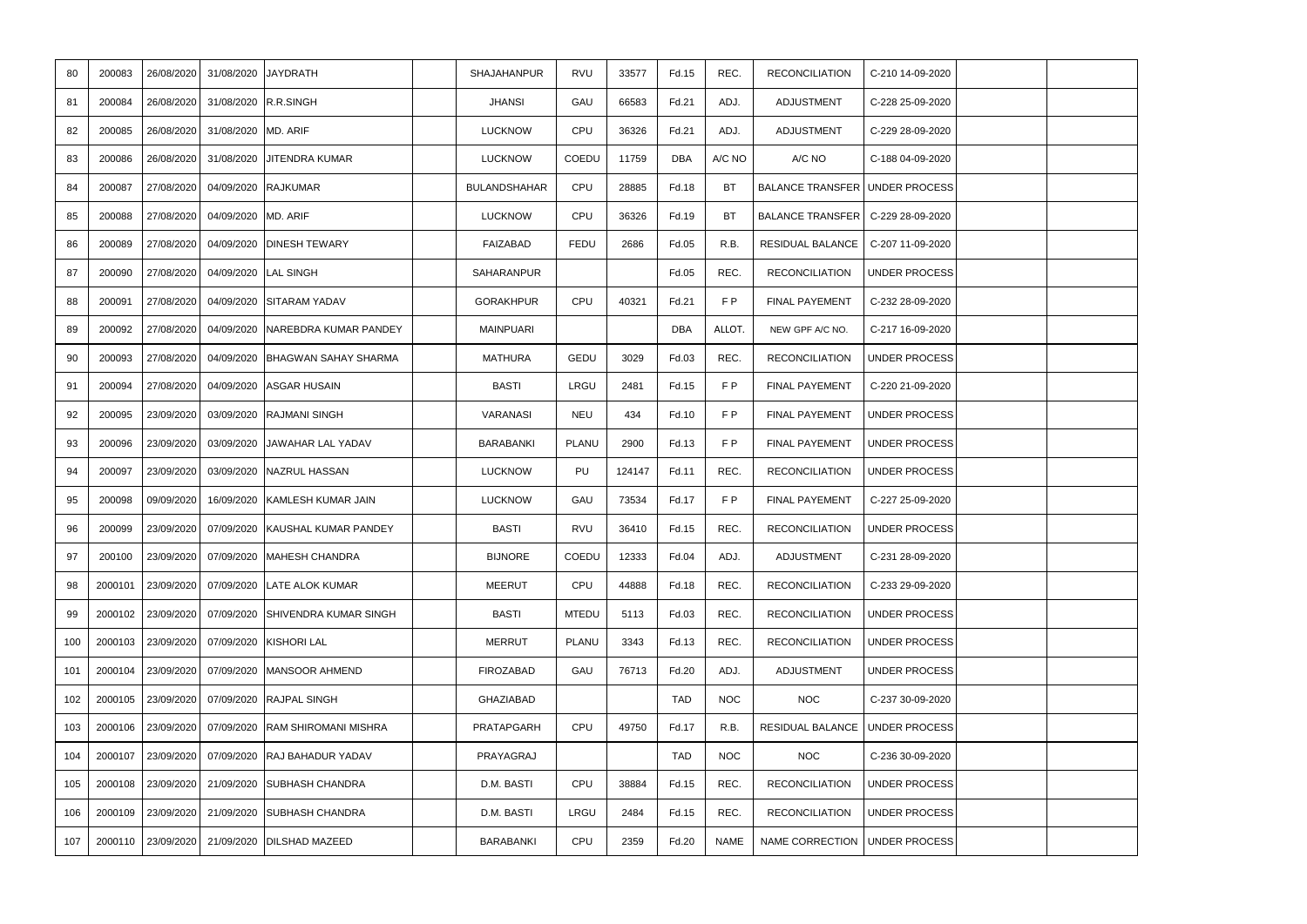| | | | | | | | | | | | | | | | |
|---|---|---|---|---|---|---|---|---|---|---|---|---|---|---|---|
| 80 | 200083 | 26/08/2020 | 31/08/2020 | JAYDRATH | | SHAJAHANPUR | RVU | 33577 | Fd.15 | REC. | RECONCILIATION | C-210 14-09-2020 | | |
| 81 | 200084 | 26/08/2020 | 31/08/2020 | R.R.SINGH | | JHANSI | GAU | 66583 | Fd.21 | ADJ. | ADJUSTMENT | C-228 25-09-2020 | | |
| 82 | 200085 | 26/08/2020 | 31/08/2020 | MD. ARIF | | LUCKNOW | CPU | 36326 | Fd.21 | ADJ. | ADJUSTMENT | C-229 28-09-2020 | | |
| 83 | 200086 | 26/08/2020 | 31/08/2020 | JITENDRA KUMAR | | LUCKNOW | COEDU | 11759 | DBA | A/C NO | A/C NO | C-188 04-09-2020 | | |
| 84 | 200087 | 27/08/2020 | 04/09/2020 | RAJKUMAR | | BULANDSHAHAR | CPU | 28885 | Fd.18 | BT | BALANCE TRANSFER | UNDER PROCESS | | |
| 85 | 200088 | 27/08/2020 | 04/09/2020 | MD. ARIF | | LUCKNOW | CPU | 36326 | Fd.19 | BT | BALANCE TRANSFER | C-229 28-09-2020 | | |
| 86 | 200089 | 27/08/2020 | 04/09/2020 | DINESH TEWARY | | FAIZABAD | FEDU | 2686 | Fd.05 | R.B. | RESIDUAL BALANCE | C-207 11-09-2020 | | |
| 87 | 200090 | 27/08/2020 | 04/09/2020 | LAL SINGH | | SAHARANPUR | | | Fd.05 | REC. | RECONCILIATION | UNDER PROCESS | | |
| 88 | 200091 | 27/08/2020 | 04/09/2020 | SITARAM YADAV | | GORAKHPUR | CPU | 40321 | Fd.21 | F P | FINAL PAYEMENT | C-232 28-09-2020 | | |
| 89 | 200092 | 27/08/2020 | 04/09/2020 | NAREBDRA KUMAR PANDEY | | MAINPUARI | | | DBA | ALLOT. | NEW GPF A/C NO. | C-217 16-09-2020 | | |
| 90 | 200093 | 27/08/2020 | 04/09/2020 | BHAGWAN SAHAY SHARMA | | MATHURA | GEDU | 3029 | Fd.03 | REC. | RECONCILIATION | UNDER PROCESS | | |
| 91 | 200094 | 27/08/2020 | 04/09/2020 | ASGAR HUSAIN | | BASTI | LRGU | 2481 | Fd.15 | F P | FINAL PAYEMENT | C-220 21-09-2020 | | |
| 92 | 200095 | 23/09/2020 | 03/09/2020 | RAJMANI SINGH | | VARANASI | NEU | 434 | Fd.10 | F P | FINAL PAYEMENT | UNDER PROCESS | | |
| 93 | 200096 | 23/09/2020 | 03/09/2020 | JAWAHAR LAL YADAV | | BARABANKI | PLANU | 2900 | Fd.13 | F P | FINAL PAYEMENT | UNDER PROCESS | | |
| 94 | 200097 | 23/09/2020 | 03/09/2020 | NAZRUL HASSAN | | LUCKNOW | PU | 124147 | Fd.11 | REC. | RECONCILIATION | UNDER PROCESS | | |
| 95 | 200098 | 09/09/2020 | 16/09/2020 | KAMLESH KUMAR JAIN | | LUCKNOW | GAU | 73534 | Fd.17 | F P | FINAL PAYEMENT | C-227 25-09-2020 | | |
| 96 | 200099 | 23/09/2020 | 07/09/2020 | KAUSHAL KUMAR PANDEY | | BASTI | RVU | 36410 | Fd.15 | REC. | RECONCILIATION | UNDER PROCESS | | |
| 97 | 200100 | 23/09/2020 | 07/09/2020 | MAHESH CHANDRA | | BIJNORE | COEDU | 12333 | Fd.04 | ADJ. | ADJUSTMENT | C-231 28-09-2020 | | |
| 98 | 2000101 | 23/09/2020 | 07/09/2020 | LATE ALOK KUMAR | | MEERUT | CPU | 44888 | Fd.18 | REC. | RECONCILIATION | C-233 29-09-2020 | | |
| 99 | 2000102 | 23/09/2020 | 07/09/2020 | SHIVENDRA KUMAR SINGH | | BASTI | MTEDU | 5113 | Fd.03 | REC. | RECONCILIATION | UNDER PROCESS | | |
| 100 | 2000103 | 23/09/2020 | 07/09/2020 | KISHORI LAL | | MERRUT | PLANU | 3343 | Fd.13 | REC. | RECONCILIATION | UNDER PROCESS | | |
| 101 | 2000104 | 23/09/2020 | 07/09/2020 | MANSOOR AHMEND | | FIROZABAD | GAU | 76713 | Fd.20 | ADJ. | ADJUSTMENT | UNDER PROCESS | | |
| 102 | 2000105 | 23/09/2020 | 07/09/2020 | RAJPAL SINGH | | GHAZIABAD | | | TAD | NOC | NOC | C-237 30-09-2020 | | |
| 103 | 2000106 | 23/09/2020 | 07/09/2020 | RAM SHIROMANI MISHRA | | PRATAPGARH | CPU | 49750 | Fd.17 | R.B. | RESIDUAL BALANCE | UNDER PROCESS | | |
| 104 | 2000107 | 23/09/2020 | 07/09/2020 | RAJ BAHADUR YADAV | | PRAYAGRAJ | | | TAD | NOC | NOC | C-236 30-09-2020 | | |
| 105 | 2000108 | 23/09/2020 | 21/09/2020 | SUBHASH CHANDRA | | D.M. BASTI | CPU | 38884 | Fd.15 | REC. | RECONCILIATION | UNDER PROCESS | | |
| 106 | 2000109 | 23/09/2020 | 21/09/2020 | SUBHASH CHANDRA | | D.M. BASTI | LRGU | 2484 | Fd.15 | REC. | RECONCILIATION | UNDER PROCESS | | |
| 107 | 2000110 | 23/09/2020 | 21/09/2020 | DILSHAD MAZEED | | BARABANKI | CPU | 2359 | Fd.20 | NAME | NAME CORRECTION | UNDER PROCESS | | |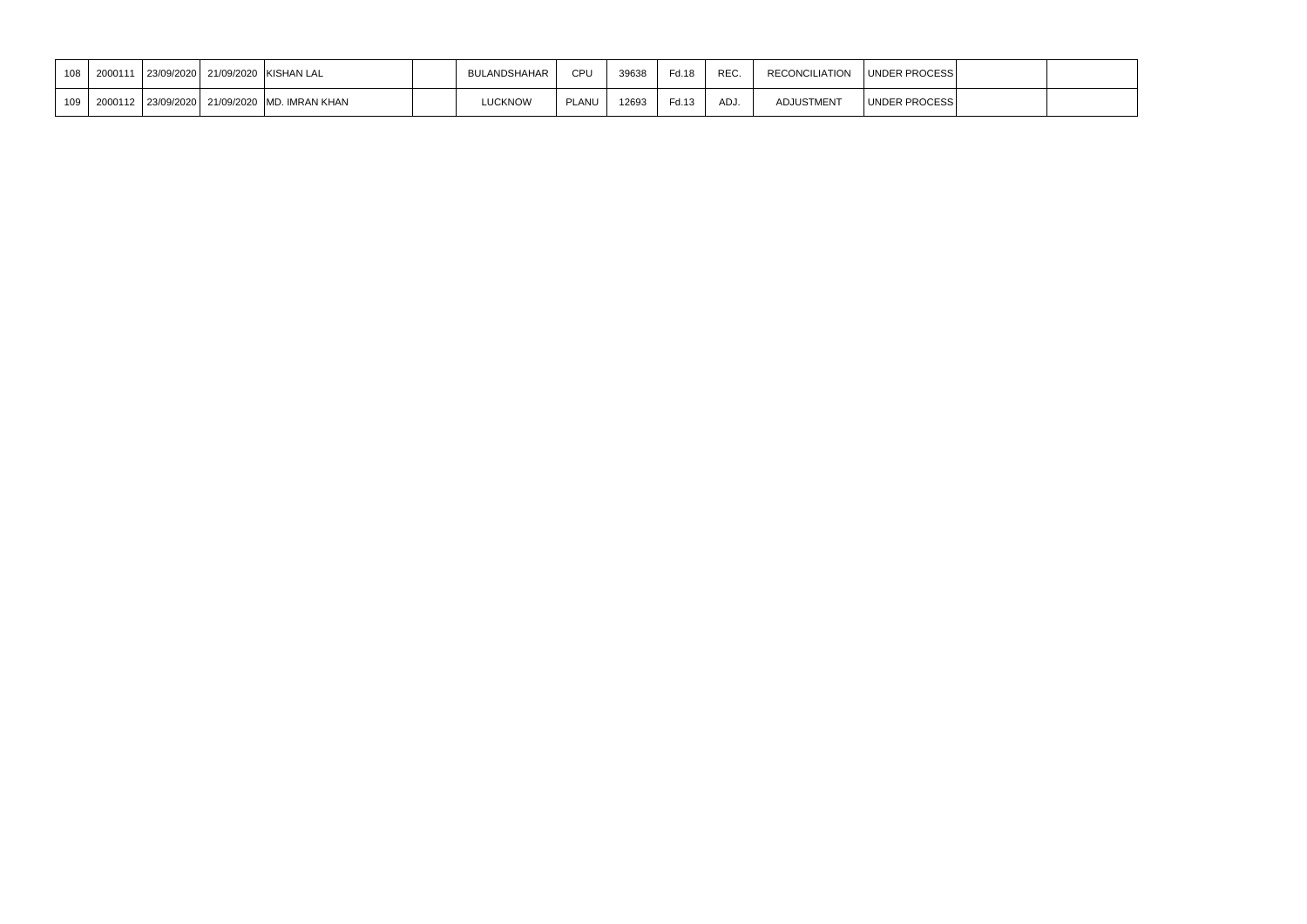| | | | | | | | | | | | | | | |
|---|---|---|---|---|---|---|---|---|---|---|---|---|---|---|
| 108 | 2000111 | 23/09/2020 | 21/09/2020 | KISHAN LAL | | BULANDSHAHAR | CPU | 39638 | Fd.18 | REC. | RECONCILIATION | UNDER PROCESS | | |
| 109 | 2000112 | 23/09/2020 | 21/09/2020 | MD. IMRAN KHAN | | LUCKNOW | PLANU | 12693 | Fd.13 | ADJ. | ADJUSTMENT | UNDER PROCESS | | |